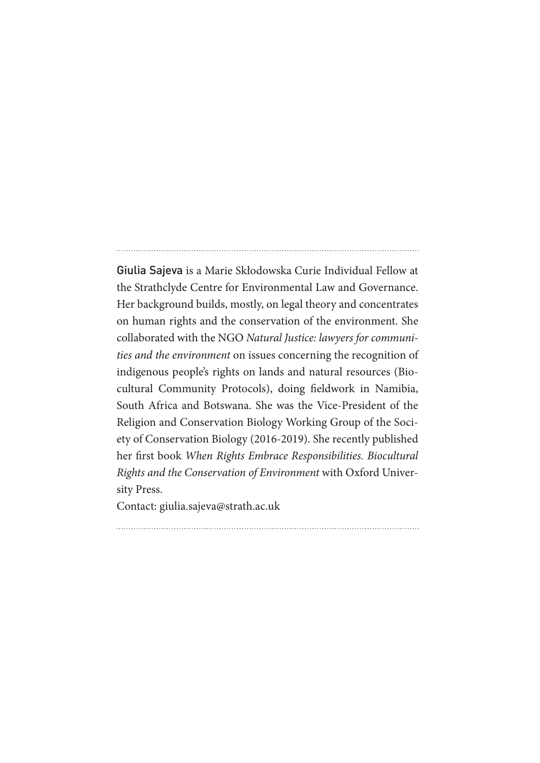---

**Giulia Sajeva** is a Marie Skłodowska Curie Individual Fellow at the Strathclyde Centre for Environmental Law and Governance. Her background builds, mostly, on legal theory and concentrates on human rights and the conservation of the environment. She collaborated with the NGO *Natural Justice: lawyers for communities and the environment* on issues concerning the recognition of indigenous people's rights on lands and natural resources (Biocultural Community Protocols), doing fieldwork in Namibia, South Africa and Botswana. She was the Vice-President of the Religion and Conservation Biology Working Group of the Society of Conservation Biology (2016-2019). She recently published her first book *When Rights Embrace Responsibilities. Biocultural Rights and the Conservation of Environment* with Oxford University Press.

Contact: giulia.sajeva@strath.ac.uk

---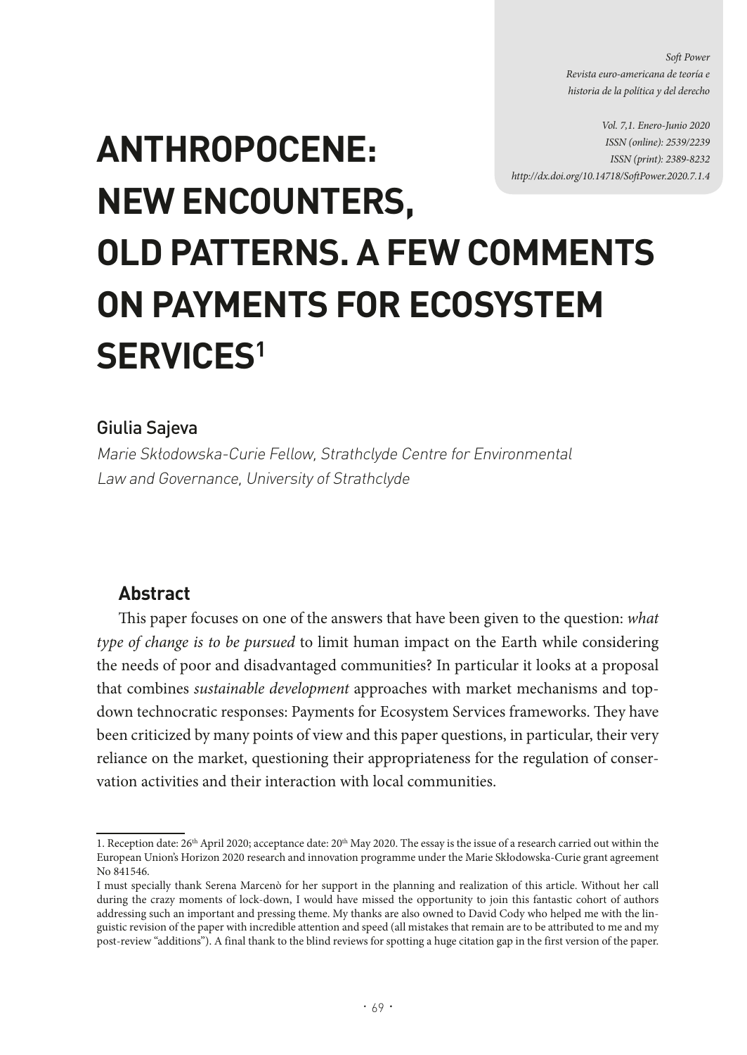# ANTHROPOCENE: NEW ENCOUNTERS, OLD PATTERNS. A FEW COMMENTS ON PAYMENTS FOR ECOSYSTEM SERVICES[1]

Giulia Sajeva

*Marie Skłodowska-Curie Fellow, Strathclyde Centre for Environmental Law and Governance, University of Strathclyde*

## Abstract

This paper focuses on one of the answers that have been given to the question: *what type of change is to be pursued* to limit human impact on the Earth while considering the needs of poor and disadvantaged communities? In particular it looks at a proposal that combines *sustainable development* approaches with market mechanisms and top-down technocratic responses: Payments for Ecosystem Services frameworks. They have been criticized by many points of view and this paper questions, in particular, their very reliance on the market, questioning their appropriateness for the regulation of conservation activities and their interaction with local communities.

---

1. Reception date: 26th April 2020; acceptance date: 20th May 2020. The essay is the issue of a research carried out within the European Union's Horizon 2020 research and innovation programme under the Marie Skłodowska-Curie grant agreement No 841546.

I must specially thank Serena Marcenò for her support in the planning and realization of this article. Without her call during the crazy moments of lock-down, I would have missed the opportunity to join this fantastic cohort of authors addressing such an important and pressing theme. My thanks are also owned to David Cody who helped me with the linguistic revision of the paper with incredible attention and speed (all mistakes that remain are to be attributed to me and my post-review "additions"). A final thank to the blind reviews for spotting a huge citation gap in the first version of the paper.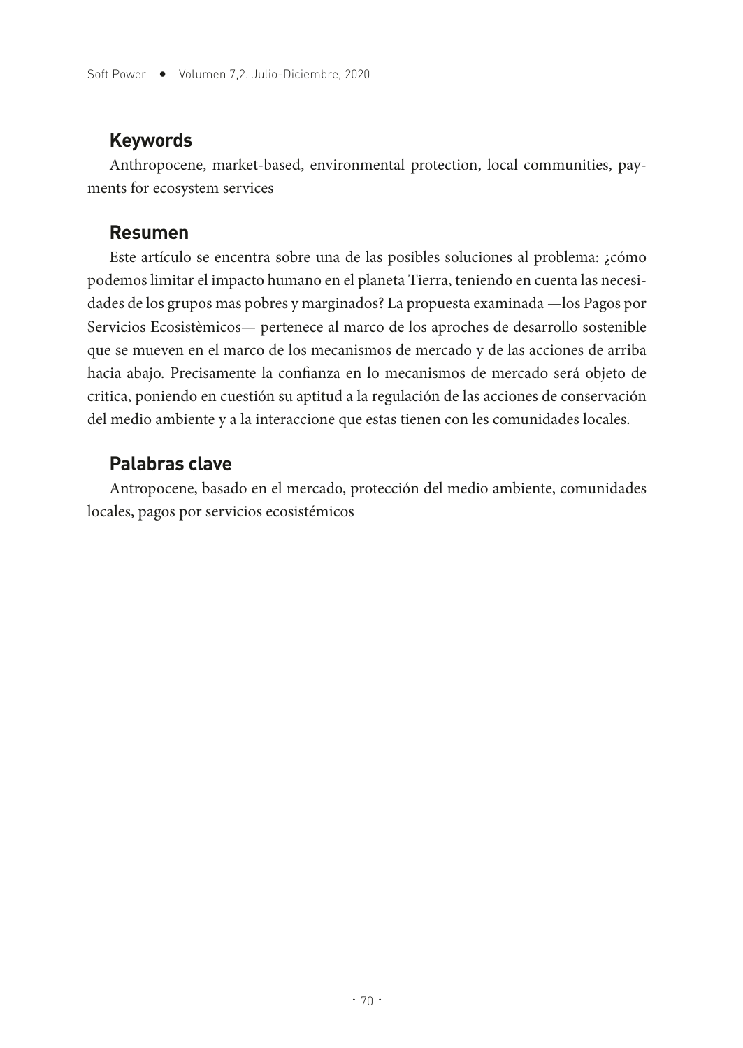## Keywords

Anthropocene, market-based, environmental protection, local communities, payments for ecosystem services

## Resumen

Este artículo se encentra sobre una de las posibles soluciones al problema: ¿cómo podemos limitar el impacto humano en el planeta Tierra, teniendo en cuenta las necesidades de los grupos mas pobres y marginados? La propuesta examinada —los Pagos por Servicios Ecosistèmicos— pertenece al marco de los aproches de desarrollo sostenible que se mueven en el marco de los mecanismos de mercado y de las acciones de arriba hacia abajo. Precisamente la confianza en lo mecanismos de mercado será objeto de critica, poniendo en cuestión su aptitud a la regulación de las acciones de conservación del medio ambiente y a la interaccione que estas tienen con les comunidades locales.

## Palabras clave

Antropocene, basado en el mercado, protección del medio ambiente, comunidades locales, pagos por servicios ecosistémicos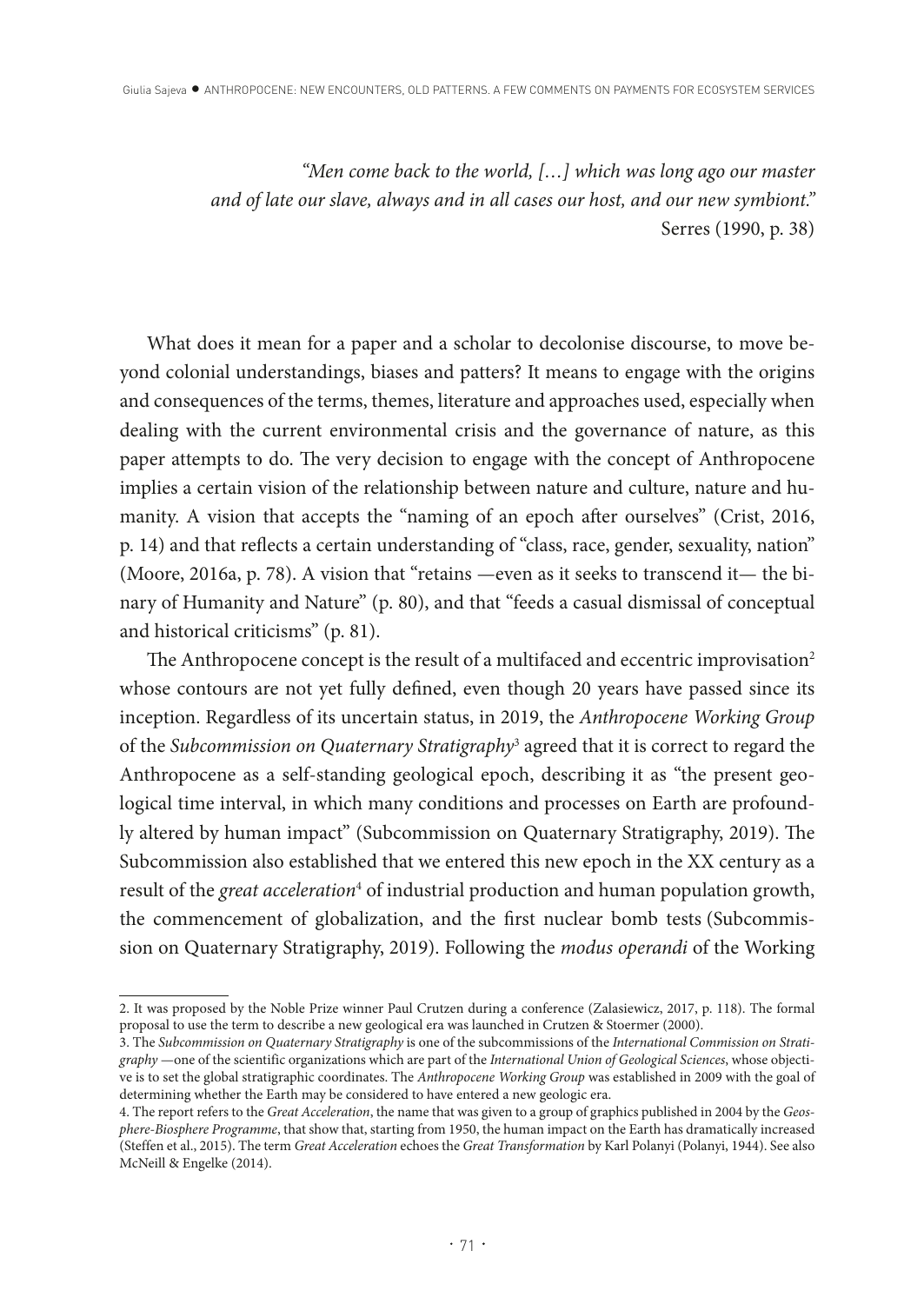*"Men come back to the world, […] which was long ago our master and of late our slave, always and in all cases our host, and our new symbiont."*
Serres (1990, p. 38)

What does it mean for a paper and a scholar to decolonise discourse, to move beyond colonial understandings, biases and patters? It means to engage with the origins and consequences of the terms, themes, literature and approaches used, especially when dealing with the current environmental crisis and the governance of nature, as this paper attempts to do. The very decision to engage with the concept of Anthropocene implies a certain vision of the relationship between nature and culture, nature and humanity. A vision that accepts the "naming of an epoch after ourselves" (Crist, 2016, p. 14) and that reflects a certain understanding of "class, race, gender, sexuality, nation" (Moore, 2016a, p. 78). A vision that "retains —even as it seeks to transcend it— the binary of Humanity and Nature" (p. 80), and that "feeds a casual dismissal of conceptual and historical criticisms" (p. 81).

The Anthropocene concept is the result of a multifaced and eccentric improvisation[2] whose contours are not yet fully defined, even though 20 years have passed since its inception. Regardless of its uncertain status, in 2019, the *Anthropocene Working Group* of the *Subcommission on Quaternary Stratigraphy*[3] agreed that it is correct to regard the Anthropocene as a self-standing geological epoch, describing it as "the present geological time interval, in which many conditions and processes on Earth are profoundly altered by human impact" (Subcommission on Quaternary Stratigraphy, 2019). The Subcommission also established that we entered this new epoch in the XX century as a result of the *great acceleration*[4] of industrial production and human population growth, the commencement of globalization, and the first nuclear bomb tests (Subcommission on Quaternary Stratigraphy, 2019). Following the *modus operandi* of the Working

---

2. It was proposed by the Noble Prize winner Paul Crutzen during a conference (Zalasiewicz, 2017, p. 118). The formal proposal to use the term to describe a new geological era was launched in Crutzen & Stoermer (2000).

3. The *Subcommission on Quaternary Stratigraphy* is one of the subcommissions of the *International Commission on Stratigraphy* —one of the scientific organizations which are part of the *International Union of Geological Sciences*, whose objective is to set the global stratigraphic coordinates. The *Anthropocene Working Group* was established in 2009 with the goal of determining whether the Earth may be considered to have entered a new geologic era.

4. The report refers to the *Great Acceleration*, the name that was given to a group of graphics published in 2004 by the *Geosphere-Biosphere Programme*, that show that, starting from 1950, the human impact on the Earth has dramatically increased (Steffen et al., 2015). The term *Great Acceleration* echoes the *Great Transformation* by Karl Polanyi (Polanyi, 1944). See also McNeill & Engelke (2014).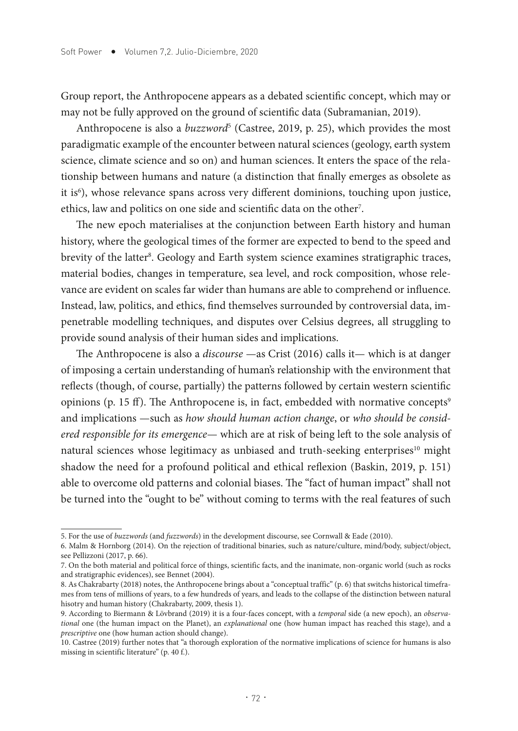Group report, the Anthropocene appears as a debated scientific concept, which may or may not be fully approved on the ground of scientific data (Subramanian, 2019).

Anthropocene is also a *buzzword*[5] (Castree, 2019, p. 25), which provides the most paradigmatic example of the encounter between natural sciences (geology, earth system science, climate science and so on) and human sciences. It enters the space of the relationship between humans and nature (a distinction that finally emerges as obsolete as it is[6]), whose relevance spans across very different dominions, touching upon justice, ethics, law and politics on one side and scientific data on the other[7].

The new epoch materialises at the conjunction between Earth history and human history, where the geological times of the former are expected to bend to the speed and brevity of the latter[8]. Geology and Earth system science examines stratigraphic traces, material bodies, changes in temperature, sea level, and rock composition, whose relevance are evident on scales far wider than humans are able to comprehend or influence. Instead, law, politics, and ethics, find themselves surrounded by controversial data, impenetrable modelling techniques, and disputes over Celsius degrees, all struggling to provide sound analysis of their human sides and implications.

The Anthropocene is also a *discourse* —as Crist (2016) calls it— which is at danger of imposing a certain understanding of human's relationship with the environment that reflects (though, of course, partially) the patterns followed by certain western scientific opinions (p. 15 ff). The Anthropocene is, in fact, embedded with normative concepts[9] and implications —such as *how should human action change*, or *who should be considered responsible for its emergence*— which are at risk of being left to the sole analysis of natural sciences whose legitimacy as unbiased and truth-seeking enterprises[10] might shadow the need for a profound political and ethical reflexion (Baskin, 2019, p. 151) able to overcome old patterns and colonial biases. The "fact of human impact" shall not be turned into the "ought to be" without coming to terms with the real features of such

---

5. For the use of *buzzwords* (and *fuzzwords*) in the development discourse, see Cornwall & Eade (2010).

6. Malm & Hornborg (2014). On the rejection of traditional binaries, such as nature/culture, mind/body, subject/object, see Pellizzoni (2017, p. 66).

7. On the both material and political force of things, scientific facts, and the inanimate, non-organic world (such as rocks and stratigraphic evidences), see Bennet (2004).

8. As Chakrabarty (2018) notes, the Anthropocene brings about a "conceptual traffic" (p. 6) that switchs historical timeframes from tens of millions of years, to a few hundreds of years, and leads to the collapse of the distinction between natural hisotry and human history (Chakrabarty, 2009, thesis 1).

9. According to Biermann & Lövbrand (2019) it is a four-faces concept, with a *temporal* side (a new epoch), an *observational* one (the human impact on the Planet), an *explanational* one (how human impact has reached this stage), and a *prescriptive* one (how human action should change).

10. Castree (2019) further notes that "a thorough exploration of the normative implications of science for humans is also missing in scientific literature" (p. 40 f.).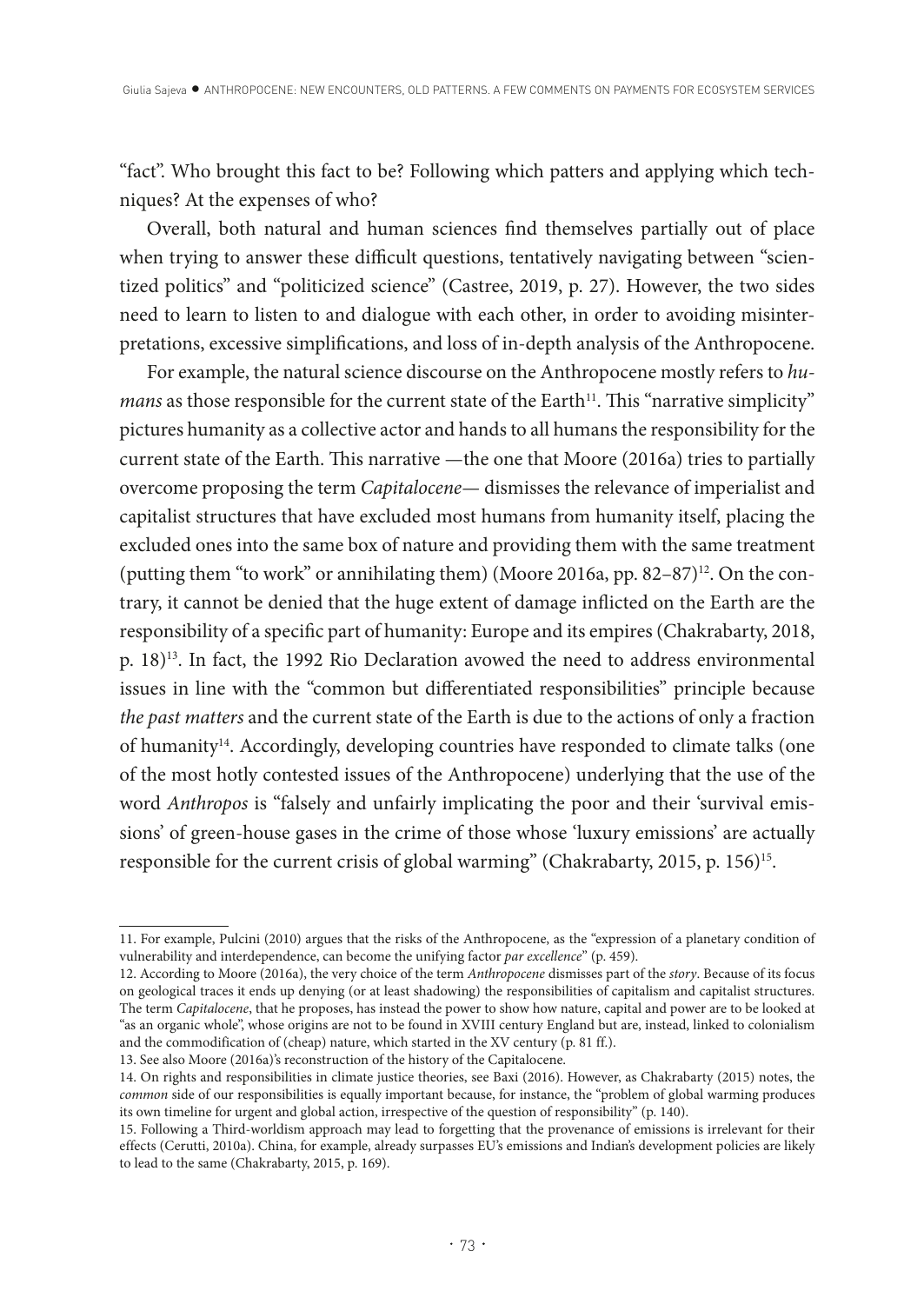"fact". Who brought this fact to be? Following which patters and applying which techniques? At the expenses of who?

Overall, both natural and human sciences find themselves partially out of place when trying to answer these difficult questions, tentatively navigating between "scientized politics" and "politicized science" (Castree, 2019, p. 27). However, the two sides need to learn to listen to and dialogue with each other, in order to avoiding misinterpretations, excessive simplifications, and loss of in-depth analysis of the Anthropocene.

For example, the natural science discourse on the Anthropocene mostly refers to *humans* as those responsible for the current state of the Earth[11]. This "narrative simplicity" pictures humanity as a collective actor and hands to all humans the responsibility for the current state of the Earth. This narrative —the one that Moore (2016a) tries to partially overcome proposing the term *Capitalocene*— dismisses the relevance of imperialist and capitalist structures that have excluded most humans from humanity itself, placing the excluded ones into the same box of nature and providing them with the same treatment (putting them "to work" or annihilating them) (Moore 2016a, pp. 82–87)[12]. On the contrary, it cannot be denied that the huge extent of damage inflicted on the Earth are the responsibility of a specific part of humanity: Europe and its empires (Chakrabarty, 2018, p. 18)[13]. In fact, the 1992 Rio Declaration avowed the need to address environmental issues in line with the "common but differentiated responsibilities" principle because *the past matters* and the current state of the Earth is due to the actions of only a fraction of humanity[14]. Accordingly, developing countries have responded to climate talks (one of the most hotly contested issues of the Anthropocene) underlying that the use of the word *Anthropos* is "falsely and unfairly implicating the poor and their 'survival emissions' of green-house gases in the crime of those whose 'luxury emissions' are actually responsible for the current crisis of global warming" (Chakrabarty, 2015, p. 156)[15].

11. For example, Pulcini (2010) argues that the risks of the Anthropocene, as the "expression of a planetary condition of vulnerability and interdependence, can become the unifying factor *par excellence*" (p. 459).

12. According to Moore (2016a), the very choice of the term *Anthropocene* dismisses part of the *story*. Because of its focus on geological traces it ends up denying (or at least shadowing) the responsibilities of capitalism and capitalist structures. The term *Capitalocene*, that he proposes, has instead the power to show how nature, capital and power are to be looked at "as an organic whole", whose origins are not to be found in XVIII century England but are, instead, linked to colonialism and the commodification of (cheap) nature, which started in the XV century (p. 81 ff.).

13. See also Moore (2016a)'s reconstruction of the history of the Capitalocene.

14. On rights and responsibilities in climate justice theories, see Baxi (2016). However, as Chakrabarty (2015) notes, the *common* side of our responsibilities is equally important because, for instance, the "problem of global warming produces its own timeline for urgent and global action, irrespective of the question of responsibility" (p. 140).

15. Following a Third-worldism approach may lead to forgetting that the provenance of emissions is irrelevant for their effects (Cerutti, 2010a). China, for example, already surpasses EU's emissions and Indian's development policies are likely to lead to the same (Chakrabarty, 2015, p. 169).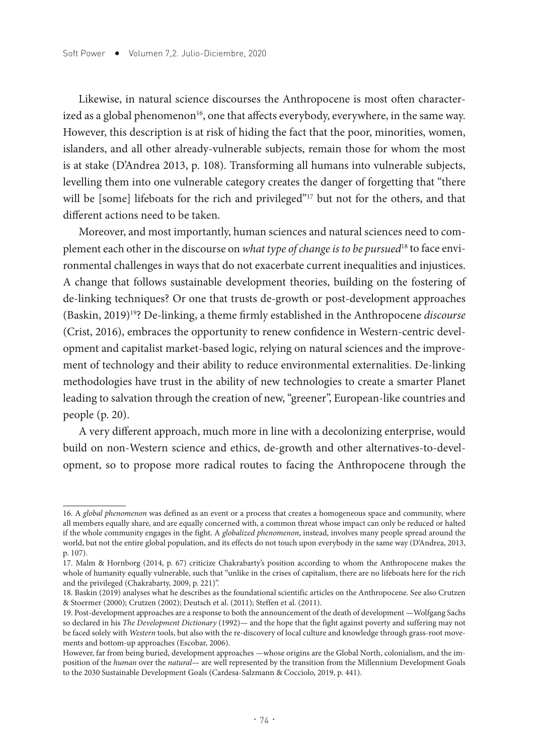Likewise, in natural science discourses the Anthropocene is most often characterized as a global phenomenon[16], one that affects everybody, everywhere, in the same way. However, this description is at risk of hiding the fact that the poor, minorities, women, islanders, and all other already-vulnerable subjects, remain those for whom the most is at stake (D'Andrea 2013, p. 108). Transforming all humans into vulnerable subjects, levelling them into one vulnerable category creates the danger of forgetting that "there will be [some] lifeboats for the rich and privileged"[17] but not for the others, and that different actions need to be taken.

Moreover, and most importantly, human sciences and natural sciences need to complement each other in the discourse on *what type of change is to be pursued*[18] to face environmental challenges in ways that do not exacerbate current inequalities and injustices. A change that follows sustainable development theories, building on the fostering of de-linking techniques? Or one that trusts de-growth or post-development approaches (Baskin, 2019)[19]? De-linking, a theme firmly established in the Anthropocene *discourse* (Crist, 2016), embraces the opportunity to renew confidence in Western-centric development and capitalist market-based logic, relying on natural sciences and the improvement of technology and their ability to reduce environmental externalities. De-linking methodologies have trust in the ability of new technologies to create a smarter Planet leading to salvation through the creation of new, "greener", European-like countries and people (p. 20).

A very different approach, much more in line with a decolonizing enterprise, would build on non-Western science and ethics, de-growth and other alternatives-to-development, so to propose more radical routes to facing the Anthropocene through the

---

16. A *global phenomenon* was defined as an event or a process that creates a homogeneous space and community, where all members equally share, and are equally concerned with, a common threat whose impact can only be reduced or halted if the whole community engages in the fight. A *globalized phenomenon*, instead, involves many people spread around the world, but not the entire global population, and its effects do not touch upon everybody in the same way (D'Andrea, 2013, p. 107).

17. Malm & Hornborg (2014, p. 67) criticize Chakrabarty's position according to whom the Anthropocene makes the whole of humanity equally vulnerable, such that "unlike in the crises of capitalism, there are no lifeboats here for the rich and the privileged (Chakrabarty, 2009, p. 221)".

18. Baskin (2019) analyses what he describes as the foundational scientific articles on the Anthropocene. See also Crutzen & Stoermer (2000); Crutzen (2002); Deutsch et al. (2011); Steffen et al. (2011).

19. Post-development approaches are a response to both the announcement of the death of development —Wolfgang Sachs so declared in his *The Development Dictionary* (1992)— and the hope that the fight against poverty and suffering may not be faced solely with *Western* tools, but also with the re-discovery of local culture and knowledge through grass-root movements and bottom-up approaches (Escobar, 2006).

However, far from being buried, development approaches —whose origins are the Global North, colonialism, and the imposition of the *human* over the *natural*— are well represented by the transition from the Millennium Development Goals to the 2030 Sustainable Development Goals (Cardesa-Salzmann & Cocciolo, 2019, p. 441).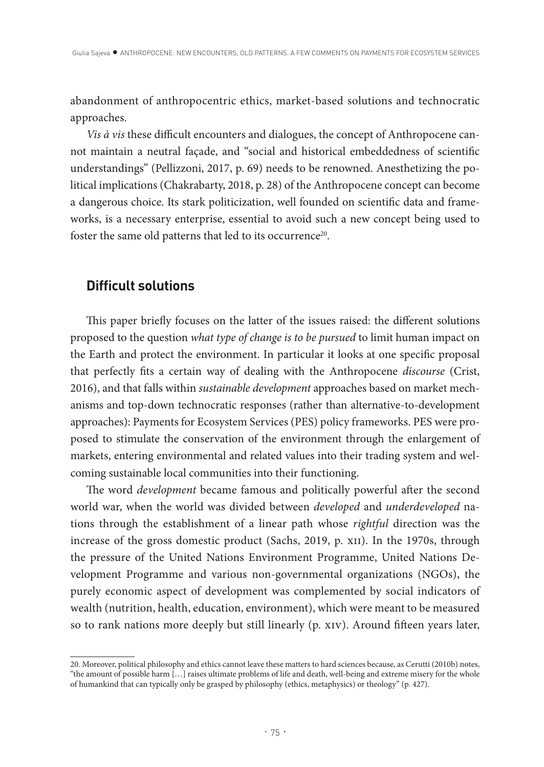abandonment of anthropocentric ethics, market-based solutions and technocratic approaches.

*Vis à vis* these difficult encounters and dialogues, the concept of Anthropocene cannot maintain a neutral façade, and "social and historical embeddedness of scientific understandings" (Pellizzoni, 2017, p. 69) needs to be renowned. Anesthetizing the political implications (Chakrabarty, 2018, p. 28) of the Anthropocene concept can become a dangerous choice. Its stark politicization, well founded on scientific data and frameworks, is a necessary enterprise, essential to avoid such a new concept being used to foster the same old patterns that led to its occurrence[20].

## Difficult solutions

This paper briefly focuses on the latter of the issues raised: the different solutions proposed to the question *what type of change is to be pursued* to limit human impact on the Earth and protect the environment. In particular it looks at one specific proposal that perfectly fits a certain way of dealing with the Anthropocene *discourse* (Crist, 2016), and that falls within *sustainable development* approaches based on market mechanisms and top-down technocratic responses (rather than alternative-to-development approaches): Payments for Ecosystem Services (PES) policy frameworks. PES were proposed to stimulate the conservation of the environment through the enlargement of markets, entering environmental and related values into their trading system and welcoming sustainable local communities into their functioning.

The word *development* became famous and politically powerful after the second world war, when the world was divided between *developed* and *underdeveloped* nations through the establishment of a linear path whose *rightful* direction was the increase of the gross domestic product (Sachs, 2019, p. xii). In the 1970s, through the pressure of the United Nations Environment Programme, United Nations Development Programme and various non-governmental organizations (NGOs), the purely economic aspect of development was complemented by social indicators of wealth (nutrition, health, education, environment), which were meant to be measured so to rank nations more deeply but still linearly (p. xiv). Around fifteen years later,

20. Moreover, political philosophy and ethics cannot leave these matters to hard sciences because, as Cerutti (2010b) notes, "the amount of possible harm […] raises ultimate problems of life and death, well-being and extreme misery for the whole of humankind that can typically only be grasped by philosophy (ethics, metaphysics) or theology" (p. 427).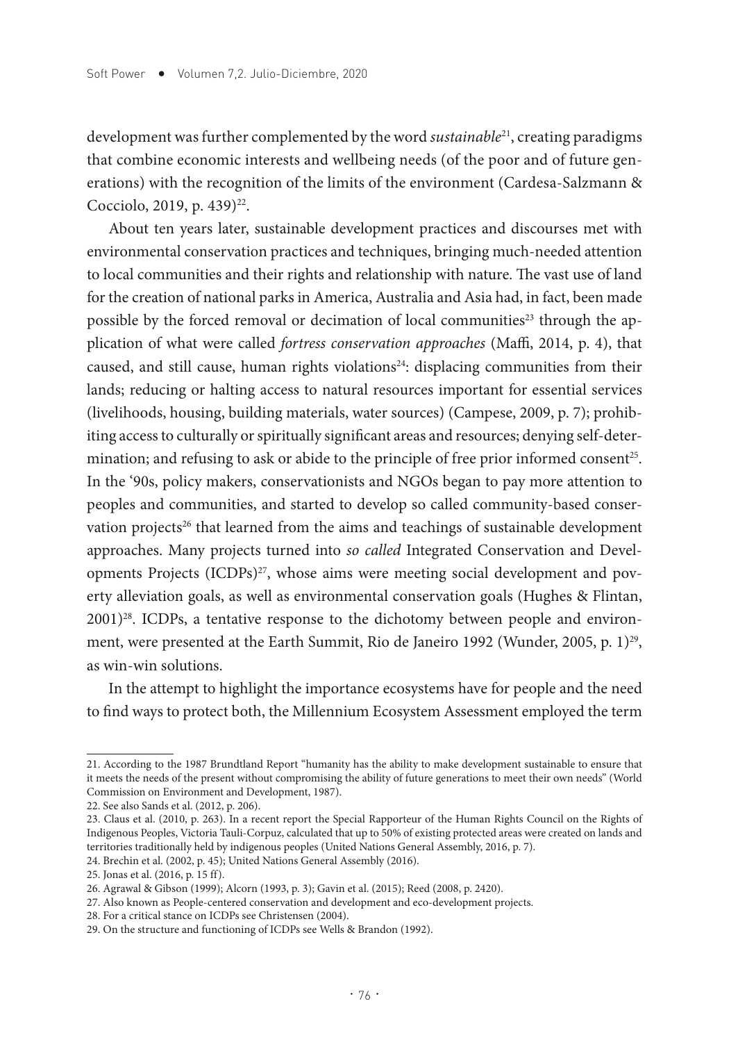development was further complemented by the word *sustainable*[21], creating paradigms that combine economic interests and wellbeing needs (of the poor and of future generations) with the recognition of the limits of the environment (Cardesa-Salzmann & Cocciolo, 2019, p. 439)[22].

About ten years later, sustainable development practices and discourses met with environmental conservation practices and techniques, bringing much-needed attention to local communities and their rights and relationship with nature. The vast use of land for the creation of national parks in America, Australia and Asia had, in fact, been made possible by the forced removal or decimation of local communities[23] through the application of what were called *fortress conservation approaches* (Maffi, 2014, p. 4), that caused, and still cause, human rights violations[24]: displacing communities from their lands; reducing or halting access to natural resources important for essential services (livelihoods, housing, building materials, water sources) (Campese, 2009, p. 7); prohibiting access to culturally or spiritually significant areas and resources; denying self-determination; and refusing to ask or abide to the principle of free prior informed consent[25]. In the '90s, policy makers, conservationists and NGOs began to pay more attention to peoples and communities, and started to develop so called community-based conservation projects[26] that learned from the aims and teachings of sustainable development approaches. Many projects turned into *so called* Integrated Conservation and Developments Projects (ICDPs)[27], whose aims were meeting social development and poverty alleviation goals, as well as environmental conservation goals (Hughes & Flintan, 2001)[28]. ICDPs, a tentative response to the dichotomy between people and environment, were presented at the Earth Summit, Rio de Janeiro 1992 (Wunder, 2005, p. 1)[29], as win-win solutions.

In the attempt to highlight the importance ecosystems have for people and the need to find ways to protect both, the Millennium Ecosystem Assessment employed the term

---

21. According to the 1987 Brundtland Report "humanity has the ability to make development sustainable to ensure that it meets the needs of the present without compromising the ability of future generations to meet their own needs" (World Commission on Environment and Development, 1987).

22. See also Sands et al. (2012, p. 206).

23. Claus et al. (2010, p. 263). In a recent report the Special Rapporteur of the Human Rights Council on the Rights of Indigenous Peoples, Victoria Tauli-Corpuz, calculated that up to 50% of existing protected areas were created on lands and territories traditionally held by indigenous peoples (United Nations General Assembly, 2016, p. 7).

24. Brechin et al. (2002, p. 45); United Nations General Assembly (2016).

25. Jonas et al. (2016, p. 15 ff).

26. Agrawal & Gibson (1999); Alcorn (1993, p. 3); Gavin et al. (2015); Reed (2008, p. 2420).

27. Also known as People-centered conservation and development and eco-development projects.

28. For a critical stance on ICDPs see Christensen (2004).

29. On the structure and functioning of ICDPs see Wells & Brandon (1992).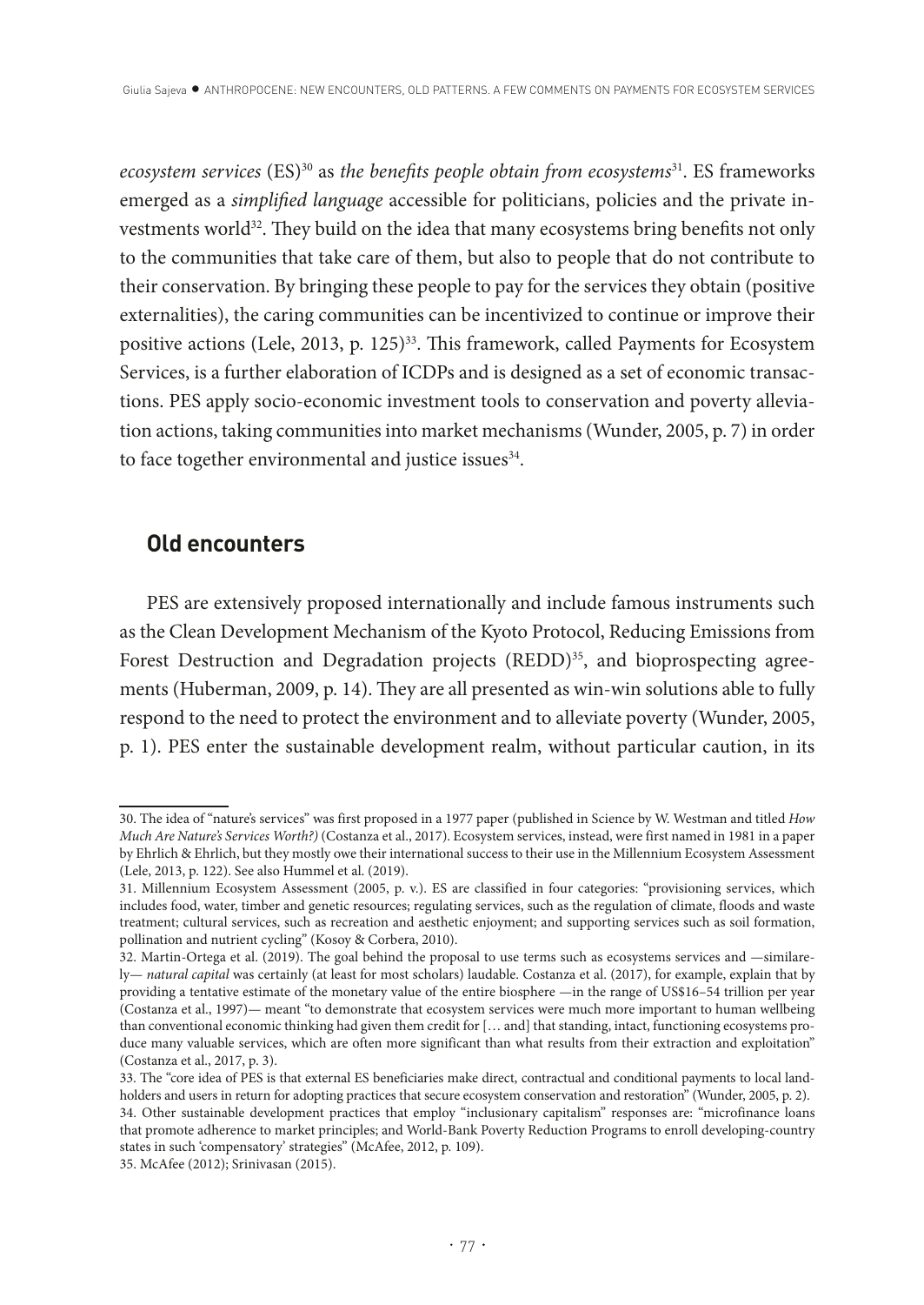*ecosystem services* (ES)[30] as *the benefits people obtain from ecosystems*[31]. ES frameworks emerged as a *simplified language* accessible for politicians, policies and the private investments world[32]. They build on the idea that many ecosystems bring benefits not only to the communities that take care of them, but also to people that do not contribute to their conservation. By bringing these people to pay for the services they obtain (positive externalities), the caring communities can be incentivized to continue or improve their positive actions (Lele, 2013, p. 125)[33]. This framework, called Payments for Ecosystem Services, is a further elaboration of ICDPs and is designed as a set of economic transactions. PES apply socio-economic investment tools to conservation and poverty alleviation actions, taking communities into market mechanisms (Wunder, 2005, p. 7) in order to face together environmental and justice issues[34].

## Old encounters

PES are extensively proposed internationally and include famous instruments such as the Clean Development Mechanism of the Kyoto Protocol, Reducing Emissions from Forest Destruction and Degradation projects (REDD)[35], and bioprospecting agreements (Huberman, 2009, p. 14). They are all presented as win-win solutions able to fully respond to the need to protect the environment and to alleviate poverty (Wunder, 2005, p. 1). PES enter the sustainable development realm, without particular caution, in its

30. The idea of "nature's services" was first proposed in a 1977 paper (published in Science by W. Westman and titled *How Much Are Nature's Services Worth?)* (Costanza et al., 2017). Ecosystem services, instead, were first named in 1981 in a paper by Ehrlich & Ehrlich, but they mostly owe their international success to their use in the Millennium Ecosystem Assessment (Lele, 2013, p. 122). See also Hummel et al. (2019).

31. Millennium Ecosystem Assessment (2005, p. v.). ES are classified in four categories: "provisioning services, which includes food, water, timber and genetic resources; regulating services, such as the regulation of climate, floods and waste treatment; cultural services, such as recreation and aesthetic enjoyment; and supporting services such as soil formation, pollination and nutrient cycling" (Kosoy & Corbera, 2010).

32. Martin-Ortega et al. (2019). The goal behind the proposal to use terms such as ecosystems services and —similarely— *natural capital* was certainly (at least for most scholars) laudable. Costanza et al. (2017), for example, explain that by providing a tentative estimate of the monetary value of the entire biosphere —in the range of US$16–54 trillion per year (Costanza et al., 1997)— meant "to demonstrate that ecosystem services were much more important to human wellbeing than conventional economic thinking had given them credit for [… and] that standing, intact, functioning ecosystems produce many valuable services, which are often more significant than what results from their extraction and exploitation" (Costanza et al., 2017, p. 3).

33. The "core idea of PES is that external ES beneficiaries make direct, contractual and conditional payments to local landholders and users in return for adopting practices that secure ecosystem conservation and restoration" (Wunder, 2005, p. 2).

34. Other sustainable development practices that employ "inclusionary capitalism" responses are: "microfinance loans that promote adherence to market principles; and World-Bank Poverty Reduction Programs to enroll developing-country states in such 'compensatory' strategies" (McAfee, 2012, p. 109).

35. McAfee (2012); Srinivasan (2015).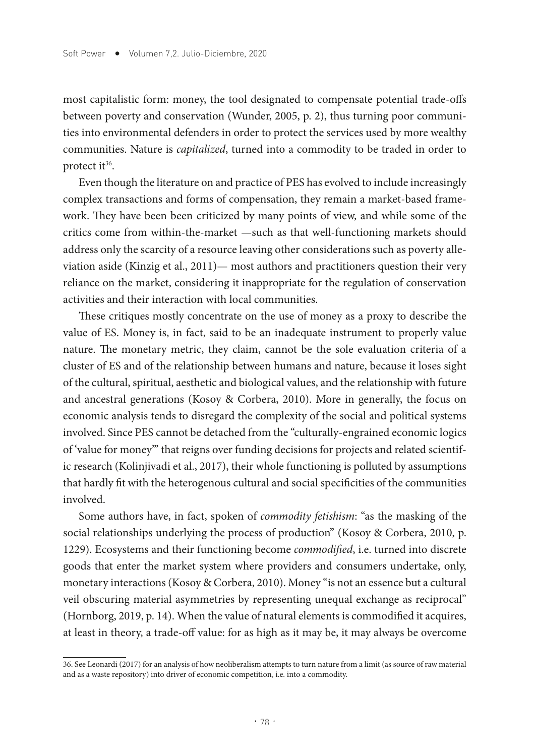most capitalistic form: money, the tool designated to compensate potential trade-offs between poverty and conservation (Wunder, 2005, p. 2), thus turning poor communities into environmental defenders in order to protect the services used by more wealthy communities. Nature is *capitalized*, turned into a commodity to be traded in order to protect it[36].

Even though the literature on and practice of PES has evolved to include increasingly complex transactions and forms of compensation, they remain a market-based framework. They have been been criticized by many points of view, and while some of the critics come from within-the-market —such as that well-functioning markets should address only the scarcity of a resource leaving other considerations such as poverty alleviation aside (Kinzig et al., 2011)— most authors and practitioners question their very reliance on the market, considering it inappropriate for the regulation of conservation activities and their interaction with local communities.

These critiques mostly concentrate on the use of money as a proxy to describe the value of ES. Money is, in fact, said to be an inadequate instrument to properly value nature. The monetary metric, they claim, cannot be the sole evaluation criteria of a cluster of ES and of the relationship between humans and nature, because it loses sight of the cultural, spiritual, aesthetic and biological values, and the relationship with future and ancestral generations (Kosoy & Corbera, 2010). More in generally, the focus on economic analysis tends to disregard the complexity of the social and political systems involved. Since PES cannot be detached from the "culturally-engrained economic logics of 'value for money'" that reigns over funding decisions for projects and related scientific research (Kolinjivadi et al., 2017), their whole functioning is polluted by assumptions that hardly fit with the heterogenous cultural and social specificities of the communities involved.

Some authors have, in fact, spoken of *commodity fetishism*: "as the masking of the social relationships underlying the process of production" (Kosoy & Corbera, 2010, p. 1229). Ecosystems and their functioning become *commodified*, i.e. turned into discrete goods that enter the market system where providers and consumers undertake, only, monetary interactions (Kosoy & Corbera, 2010). Money "is not an essence but a cultural veil obscuring material asymmetries by representing unequal exchange as reciprocal" (Hornborg, 2019, p. 14). When the value of natural elements is commodified it acquires, at least in theory, a trade-off value: for as high as it may be, it may always be overcome

36. See Leonardi (2017) for an analysis of how neoliberalism attempts to turn nature from a limit (as source of raw material and as a waste repository) into driver of economic competition, i.e. into a commodity.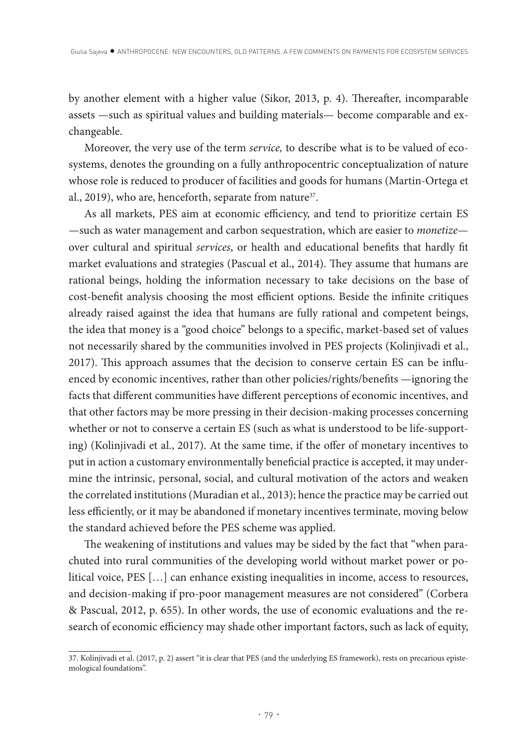by another element with a higher value (Sikor, 2013, p. 4). Thereafter, incomparable assets —such as spiritual values and building materials— become comparable and exchangeable.

Moreover, the very use of the term *service,* to describe what is to be valued of ecosystems, denotes the grounding on a fully anthropocentric conceptualization of nature whose role is reduced to producer of facilities and goods for humans (Martin-Ortega et al., 2019), who are, henceforth, separate from nature[37].

As all markets, PES aim at economic efficiency, and tend to prioritize certain ES —such as water management and carbon sequestration, which are easier to *monetize*— over cultural and spiritual *services*, or health and educational benefits that hardly fit market evaluations and strategies (Pascual et al., 2014). They assume that humans are rational beings, holding the information necessary to take decisions on the base of cost-benefit analysis choosing the most efficient options. Beside the infinite critiques already raised against the idea that humans are fully rational and competent beings, the idea that money is a "good choice" belongs to a specific, market-based set of values not necessarily shared by the communities involved in PES projects (Kolinjivadi et al., 2017). This approach assumes that the decision to conserve certain ES can be influenced by economic incentives, rather than other policies/rights/benefits —ignoring the facts that different communities have different perceptions of economic incentives, and that other factors may be more pressing in their decision-making processes concerning whether or not to conserve a certain ES (such as what is understood to be life-supporting) (Kolinjivadi et al., 2017). At the same time, if the offer of monetary incentives to put in action a customary environmentally beneficial practice is accepted, it may undermine the intrinsic, personal, social, and cultural motivation of the actors and weaken the correlated institutions (Muradian et al., 2013); hence the practice may be carried out less efficiently, or it may be abandoned if monetary incentives terminate, moving below the standard achieved before the PES scheme was applied.

The weakening of institutions and values may be sided by the fact that "when parachuted into rural communities of the developing world without market power or political voice, PES […] can enhance existing inequalities in income, access to resources, and decision-making if pro-poor management measures are not considered" (Corbera & Pascual, 2012, p. 655). In other words, the use of economic evaluations and the research of economic efficiency may shade other important factors, such as lack of equity,

---

37. Kolinjivadi et al. (2017, p. 2) assert "it is clear that PES (and the underlying ES framework), rests on precarious epistemological foundations".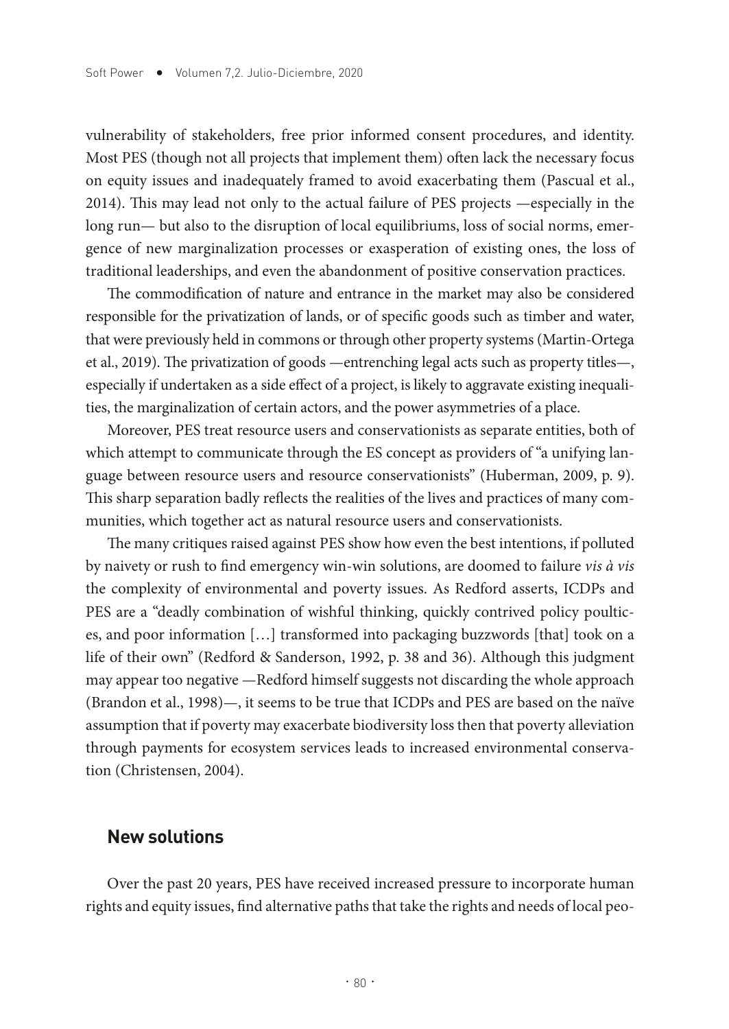vulnerability of stakeholders, free prior informed consent procedures, and identity. Most PES (though not all projects that implement them) often lack the necessary focus on equity issues and inadequately framed to avoid exacerbating them (Pascual et al., 2014). This may lead not only to the actual failure of PES projects —especially in the long run— but also to the disruption of local equilibriums, loss of social norms, emergence of new marginalization processes or exasperation of existing ones, the loss of traditional leaderships, and even the abandonment of positive conservation practices.

The commodification of nature and entrance in the market may also be considered responsible for the privatization of lands, or of specific goods such as timber and water, that were previously held in commons or through other property systems (Martin-Ortega et al., 2019). The privatization of goods —entrenching legal acts such as property titles—, especially if undertaken as a side effect of a project, is likely to aggravate existing inequalities, the marginalization of certain actors, and the power asymmetries of a place.

Moreover, PES treat resource users and conservationists as separate entities, both of which attempt to communicate through the ES concept as providers of "a unifying language between resource users and resource conservationists" (Huberman, 2009, p. 9). This sharp separation badly reflects the realities of the lives and practices of many communities, which together act as natural resource users and conservationists.

The many critiques raised against PES show how even the best intentions, if polluted by naivety or rush to find emergency win-win solutions, are doomed to failure *vis à vis* the complexity of environmental and poverty issues. As Redford asserts, ICDPs and PES are a "deadly combination of wishful thinking, quickly contrived policy poultices, and poor information […] transformed into packaging buzzwords [that] took on a life of their own" (Redford & Sanderson, 1992, p. 38 and 36). Although this judgment may appear too negative —Redford himself suggests not discarding the whole approach (Brandon et al., 1998)—, it seems to be true that ICDPs and PES are based on the naïve assumption that if poverty may exacerbate biodiversity loss then that poverty alleviation through payments for ecosystem services leads to increased environmental conservation (Christensen, 2004).

## New solutions

Over the past 20 years, PES have received increased pressure to incorporate human rights and equity issues, find alternative paths that take the rights and needs of local peo-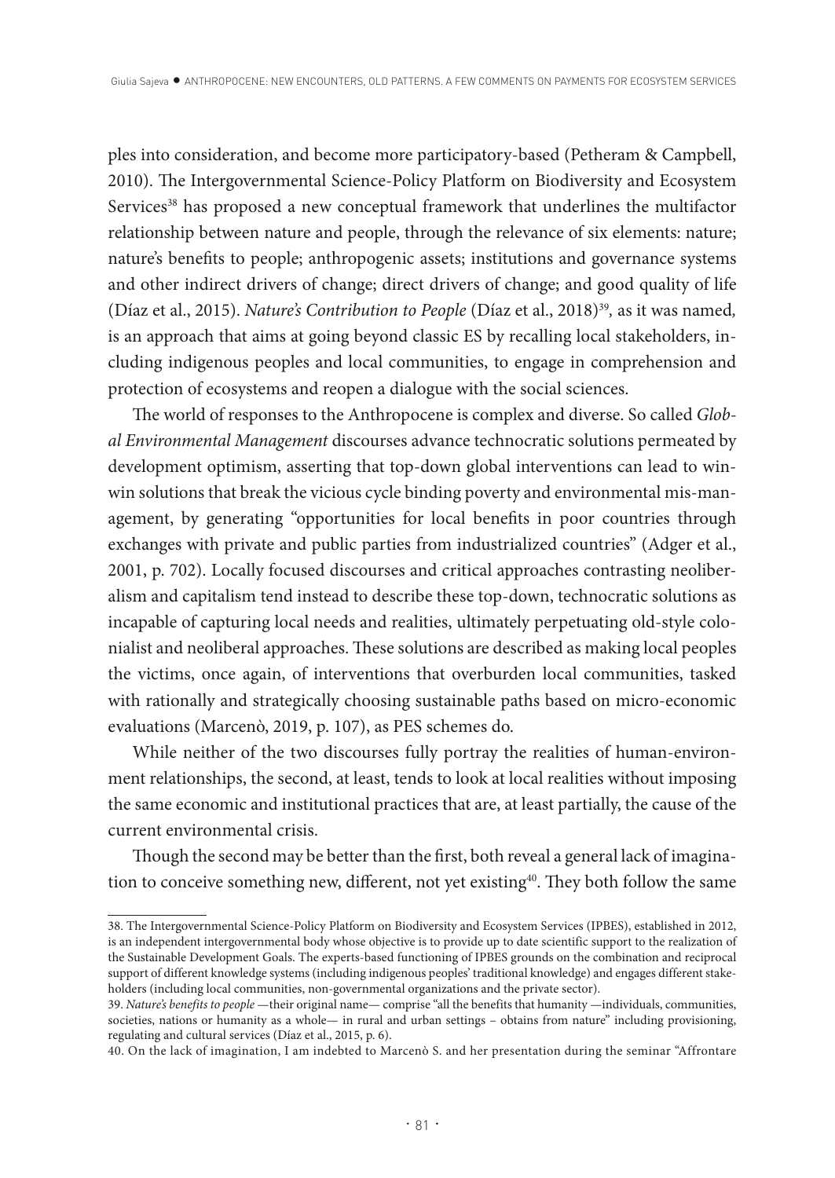ples into consideration, and become more participatory-based (Petheram & Campbell, 2010). The Intergovernmental Science-Policy Platform on Biodiversity and Ecosystem Services[38] has proposed a new conceptual framework that underlines the multifactor relationship between nature and people, through the relevance of six elements: nature; nature's benefits to people; anthropogenic assets; institutions and governance systems and other indirect drivers of change; direct drivers of change; and good quality of life (Díaz et al., 2015). *Nature's Contribution to People* (Díaz et al., 2018)[39], as it was named, is an approach that aims at going beyond classic ES by recalling local stakeholders, including indigenous peoples and local communities, to engage in comprehension and protection of ecosystems and reopen a dialogue with the social sciences.

The world of responses to the Anthropocene is complex and diverse. So called *Global Environmental Management* discourses advance technocratic solutions permeated by development optimism, asserting that top-down global interventions can lead to win-win solutions that break the vicious cycle binding poverty and environmental mis-management, by generating "opportunities for local benefits in poor countries through exchanges with private and public parties from industrialized countries" (Adger et al., 2001, p. 702). Locally focused discourses and critical approaches contrasting neoliberalism and capitalism tend instead to describe these top-down, technocratic solutions as incapable of capturing local needs and realities, ultimately perpetuating old-style colonialist and neoliberal approaches. These solutions are described as making local peoples the victims, once again, of interventions that overburden local communities, tasked with rationally and strategically choosing sustainable paths based on micro-economic evaluations (Marcenò, 2019, p. 107), as PES schemes do.

While neither of the two discourses fully portray the realities of human-environment relationships, the second, at least, tends to look at local realities without imposing the same economic and institutional practices that are, at least partially, the cause of the current environmental crisis.

Though the second may be better than the first, both reveal a general lack of imagination to conceive something new, different, not yet existing[40]. They both follow the same

---

38. The Intergovernmental Science-Policy Platform on Biodiversity and Ecosystem Services (IPBES), established in 2012, is an independent intergovernmental body whose objective is to provide up to date scientific support to the realization of the Sustainable Development Goals. The experts-based functioning of IPBES grounds on the combination and reciprocal support of different knowledge systems (including indigenous peoples' traditional knowledge) and engages different stakeholders (including local communities, non-governmental organizations and the private sector).

39. *Nature's benefits to people* —their original name— comprise "all the benefits that humanity —individuals, communities, societies, nations or humanity as a whole— in rural and urban settings – obtains from nature" including provisioning, regulating and cultural services (Díaz et al., 2015, p. 6).

40. On the lack of imagination, I am indebted to Marcenò S. and her presentation during the seminar "Affrontare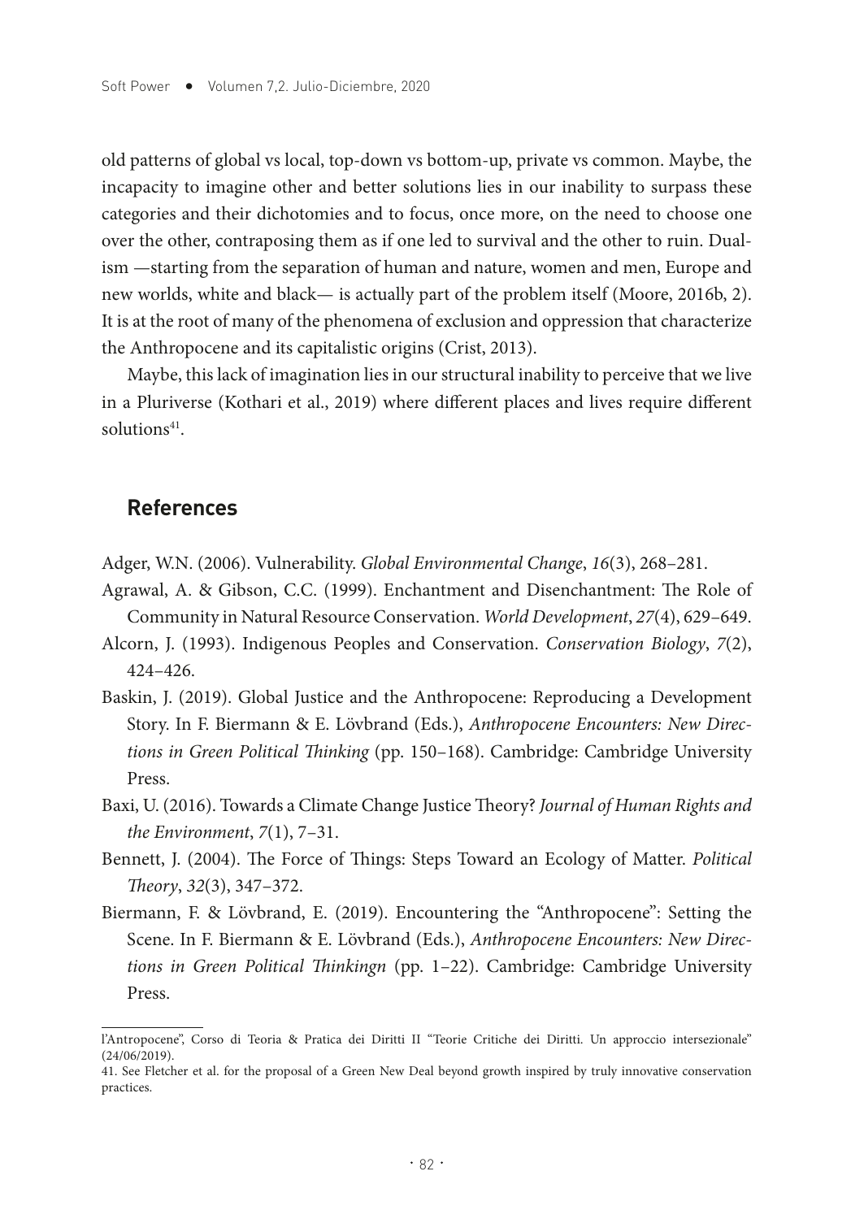old patterns of global vs local, top-down vs bottom-up, private vs common. Maybe, the incapacity to imagine other and better solutions lies in our inability to surpass these categories and their dichotomies and to focus, once more, on the need to choose one over the other, contraposing them as if one led to survival and the other to ruin. Dualism —starting from the separation of human and nature, women and men, Europe and new worlds, white and black— is actually part of the problem itself (Moore, 2016b, 2). It is at the root of many of the phenomena of exclusion and oppression that characterize the Anthropocene and its capitalistic origins (Crist, 2013).

Maybe, this lack of imagination lies in our structural inability to perceive that we live in a Pluriverse (Kothari et al., 2019) where different places and lives require different solutions[41].

## References

Adger, W.N. (2006). Vulnerability. *Global Environmental Change*, *16*(3), 268–281.

Agrawal, A. & Gibson, C.C. (1999). Enchantment and Disenchantment: The Role of Community in Natural Resource Conservation. *World Development*, *27*(4), 629–649.

Alcorn, J. (1993). Indigenous Peoples and Conservation. *Conservation Biology*, *7*(2), 424–426.

Baskin, J. (2019). Global Justice and the Anthropocene: Reproducing a Development Story. In F. Biermann & E. Lövbrand (Eds.), *Anthropocene Encounters: New Directions in Green Political Thinking* (pp. 150–168). Cambridge: Cambridge University Press.

Baxi, U. (2016). Towards a Climate Change Justice Theory? *Journal of Human Rights and the Environment*, *7*(1), 7–31.

Bennett, J. (2004). The Force of Things: Steps Toward an Ecology of Matter. *Political Theory*, *32*(3), 347–372.

Biermann, F. & Lövbrand, E. (2019). Encountering the "Anthropocene": Setting the Scene. In F. Biermann & E. Lövbrand (Eds.), *Anthropocene Encounters: New Directions in Green Political Thinkingn* (pp. 1–22). Cambridge: Cambridge University Press.

---

l'Antropocene", Corso di Teoria & Pratica dei Diritti II "Teorie Critiche dei Diritti. Un approccio intersezionale" (24/06/2019).

41. See Fletcher et al. for the proposal of a Green New Deal beyond growth inspired by truly innovative conservation practices.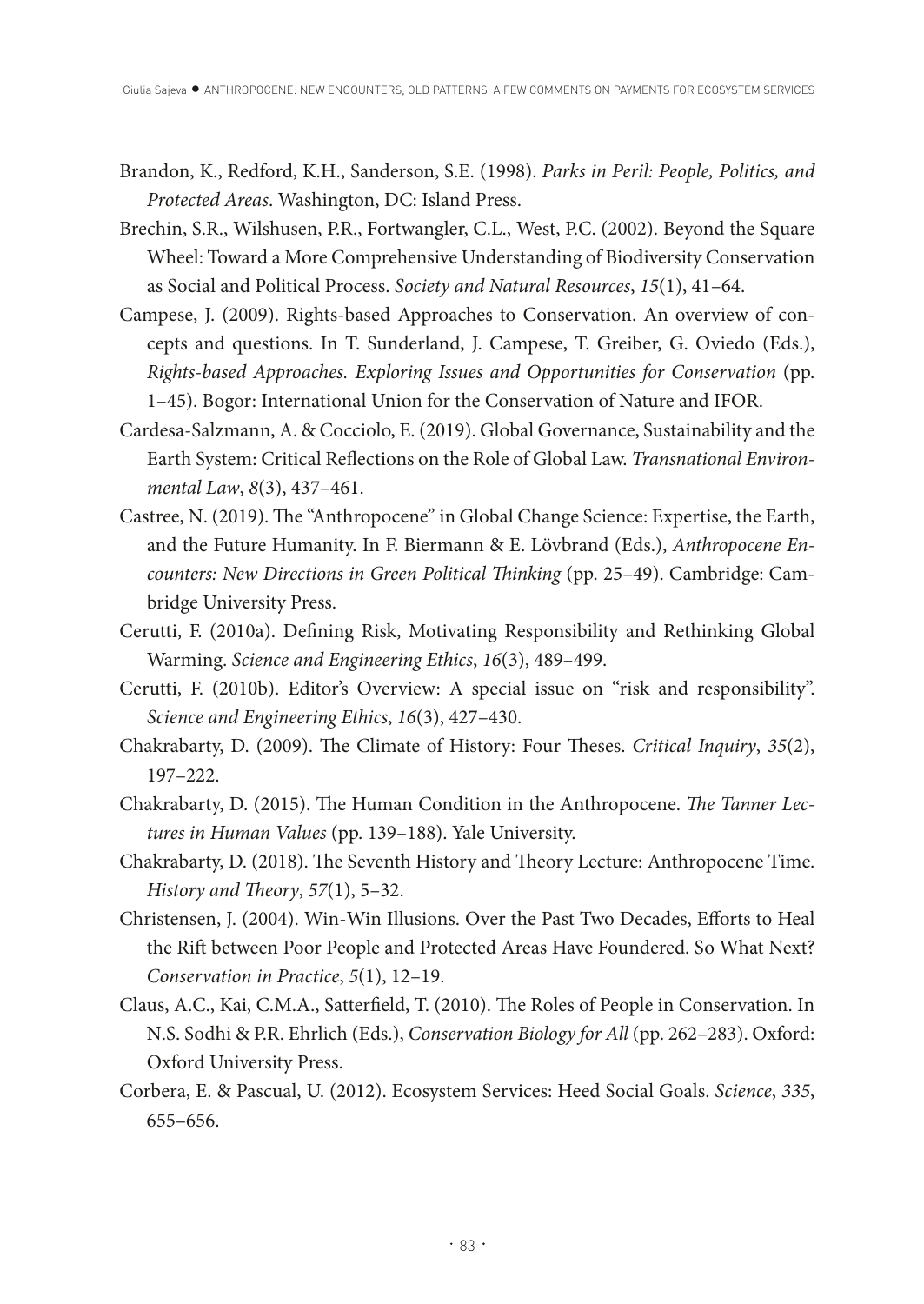Brandon, K., Redford, K.H., Sanderson, S.E. (1998). *Parks in Peril: People, Politics, and Protected Areas*. Washington, DC: Island Press.

Brechin, S.R., Wilshusen, P.R., Fortwangler, C.L., West, P.C. (2002). Beyond the Square Wheel: Toward a More Comprehensive Understanding of Biodiversity Conservation as Social and Political Process. *Society and Natural Resources*, *15*(1), 41–64.

Campese, J. (2009). Rights-based Approaches to Conservation. An overview of concepts and questions. In T. Sunderland, J. Campese, T. Greiber, G. Oviedo (Eds.), *Rights-based Approaches. Exploring Issues and Opportunities for Conservation* (pp. 1–45). Bogor: International Union for the Conservation of Nature and IFOR.

Cardesa-Salzmann, A. & Cocciolo, E. (2019). Global Governance, Sustainability and the Earth System: Critical Reflections on the Role of Global Law. *Transnational Environmental Law*, *8*(3), 437–461.

Castree, N. (2019). The "Anthropocene" in Global Change Science: Expertise, the Earth, and the Future Humanity. In F. Biermann & E. Lövbrand (Eds.), *Anthropocene Encounters: New Directions in Green Political Thinking* (pp. 25–49). Cambridge: Cambridge University Press.

Cerutti, F. (2010a). Defining Risk, Motivating Responsibility and Rethinking Global Warming. *Science and Engineering Ethics*, *16*(3), 489–499.

Cerutti, F. (2010b). Editor's Overview: A special issue on "risk and responsibility". *Science and Engineering Ethics*, *16*(3), 427–430.

Chakrabarty, D. (2009). The Climate of History: Four Theses. *Critical Inquiry*, *35*(2), 197–222.

Chakrabarty, D. (2015). The Human Condition in the Anthropocene. *The Tanner Lectures in Human Values* (pp. 139–188). Yale University.

Chakrabarty, D. (2018). The Seventh History and Theory Lecture: Anthropocene Time. *History and Theory*, *57*(1), 5–32.

Christensen, J. (2004). Win-Win Illusions. Over the Past Two Decades, Efforts to Heal the Rift between Poor People and Protected Areas Have Foundered. So What Next? *Conservation in Practice*, *5*(1), 12–19.

Claus, A.C., Kai, C.M.A., Satterfield, T. (2010). The Roles of People in Conservation. In N.S. Sodhi & P.R. Ehrlich (Eds.), *Conservation Biology for All* (pp. 262–283). Oxford: Oxford University Press.

Corbera, E. & Pascual, U. (2012). Ecosystem Services: Heed Social Goals. *Science*, *335*, 655–656.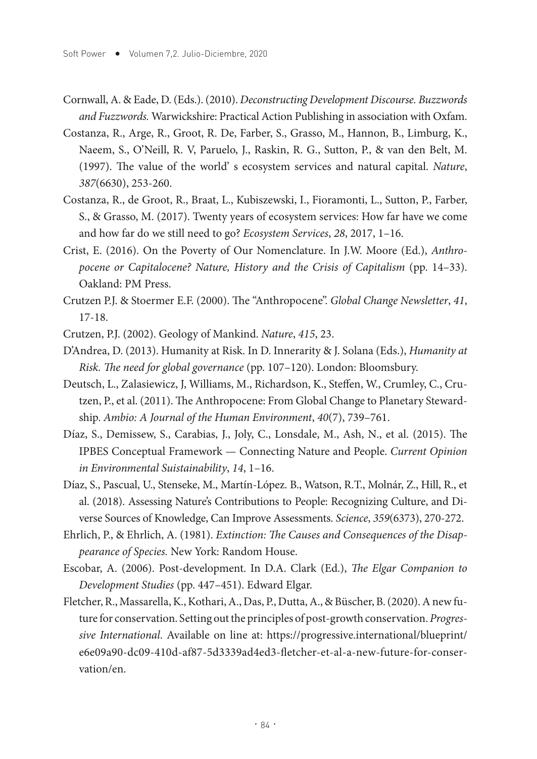Cornwall, A. & Eade, D. (Eds.). (2010). *Deconstructing Development Discourse. Buzzwords and Fuzzwords.* Warwickshire: Practical Action Publishing in association with Oxfam.

Costanza, R., Arge, R., Groot, R. De, Farber, S., Grasso, M., Hannon, B., Limburg, K., Naeem, S., O'Neill, R. V, Paruelo, J., Raskin, R. G., Sutton, P., & van den Belt, M. (1997). The value of the world' s ecosystem services and natural capital. *Nature*, *387*(6630), 253-260.

Costanza, R., de Groot, R., Braat, L., Kubiszewski, I., Fioramonti, L., Sutton, P., Farber, S., & Grasso, M. (2017). Twenty years of ecosystem services: How far have we come and how far do we still need to go? *Ecosystem Services*, *28*, 2017, 1–16.

Crist, E. (2016). On the Poverty of Our Nomenclature. In J.W. Moore (Ed.), *Anthropocene or Capitalocene? Nature, History and the Crisis of Capitalism* (pp. 14–33). Oakland: PM Press.

Crutzen P.J. & Stoermer E.F. (2000). The "Anthropocene". *Global Change Newsletter*, *41*, 17-18.

Crutzen, P.J. (2002). Geology of Mankind. *Nature*, *415*, 23.

D'Andrea, D. (2013). Humanity at Risk. In D. Innerarity & J. Solana (Eds.), *Humanity at Risk. The need for global governance* (pp. 107–120). London: Bloomsbury.

Deutsch, L., Zalasiewicz, J, Williams, M., Richardson, K., Steffen, W., Crumley, C., Crutzen, P., et al. (2011). The Anthropocene: From Global Change to Planetary Stewardship. *Ambio: A Journal of the Human Environment*, *40*(7), 739–761.

Díaz, S., Demissew, S., Carabias, J., Joly, C., Lonsdale, M., Ash, N., et al. (2015). The IPBES Conceptual Framework — Connecting Nature and People. *Current Opinion in Environmental Suistainability*, *14*, 1–16.

Díaz, S., Pascual, U., Stenseke, M., Martín-López. B., Watson, R.T., Molnár, Z., Hill, R., et al. (2018). Assessing Nature's Contributions to People: Recognizing Culture, and Diverse Sources of Knowledge, Can Improve Assessments. *Science*, *359*(6373), 270-272.

Ehrlich, P., & Ehrlich, A. (1981). *Extinction: The Causes and Consequences of the Disappearance of Species.* New York: Random House.

Escobar, A. (2006). Post-development. In D.A. Clark (Ed.), *The Elgar Companion to Development Studies* (pp. 447–451). Edward Elgar.

Fletcher, R., Massarella, K., Kothari, A., Das, P., Dutta, A., & Büscher, B. (2020). A new future for conservation. Setting out the principles of post-growth conservation. *Progressive International*. Available on line at: https://progressive.international/blueprint/e6e09a90-dc09-410d-af87-5d3339ad4ed3-fletcher-et-al-a-new-future-for-conservation/en.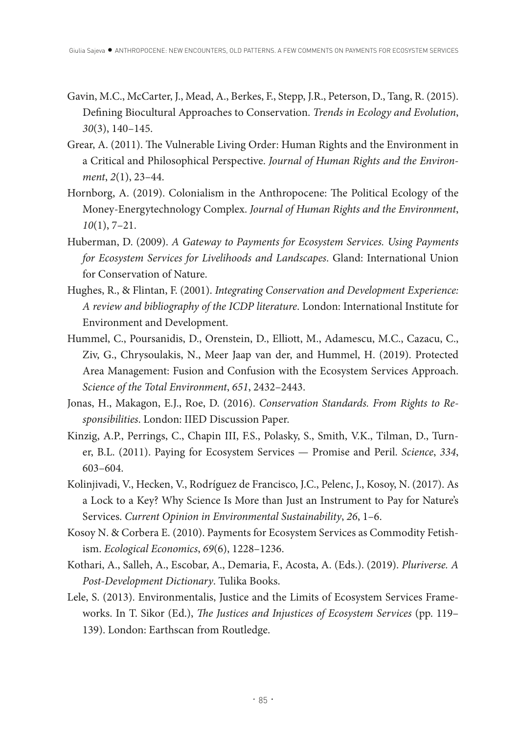Gavin, M.C., McCarter, J., Mead, A., Berkes, F., Stepp, J.R., Peterson, D., Tang, R. (2015). Defining Biocultural Approaches to Conservation. *Trends in Ecology and Evolution*, *30*(3), 140–145.

Grear, A. (2011). The Vulnerable Living Order: Human Rights and the Environment in a Critical and Philosophical Perspective. *Journal of Human Rights and the Environment*, *2*(1), 23–44.

Hornborg, A. (2019). Colonialism in the Anthropocene: The Political Ecology of the Money-Energytechnology Complex. *Journal of Human Rights and the Environment*, *10*(1), 7–21.

Huberman, D. (2009). *A Gateway to Payments for Ecosystem Services. Using Payments for Ecosystem Services for Livelihoods and Landscapes*. Gland: International Union for Conservation of Nature.

Hughes, R., & Flintan, F. (2001). *Integrating Conservation and Development Experience: A review and bibliography of the ICDP literature*. London: International Institute for Environment and Development.

Hummel, C., Poursanidis, D., Orenstein, D., Elliott, M., Adamescu, M.C., Cazacu, C., Ziv, G., Chrysoulakis, N., Meer Jaap van der, and Hummel, H. (2019). Protected Area Management: Fusion and Confusion with the Ecosystem Services Approach. *Science of the Total Environment*, *651*, 2432–2443.

Jonas, H., Makagon, E.J., Roe, D. (2016). *Conservation Standards. From Rights to Responsibilities*. London: IIED Discussion Paper.

Kinzig, A.P., Perrings, C., Chapin III, F.S., Polasky, S., Smith, V.K., Tilman, D., Turner, B.L. (2011). Paying for Ecosystem Services — Promise and Peril. *Science*, *334*, 603–604.

Kolinjivadi, V., Hecken, V., Rodríguez de Francisco, J.C., Pelenc, J., Kosoy, N. (2017). As a Lock to a Key? Why Science Is More than Just an Instrument to Pay for Nature's Services. *Current Opinion in Environmental Sustainability*, *26*, 1–6.

Kosoy N. & Corbera E. (2010). Payments for Ecosystem Services as Commodity Fetishism. *Ecological Economics*, *69*(6), 1228–1236.

Kothari, A., Salleh, A., Escobar, A., Demaria, F., Acosta, A. (Eds.). (2019). *Pluriverse. A Post-Development Dictionary*. Tulika Books.

Lele, S. (2013). Environmentalis, Justice and the Limits of Ecosystem Services Frameworks. In T. Sikor (Ed.), *The Justices and Injustices of Ecosystem Services* (pp. 119–139). London: Earthscan from Routledge.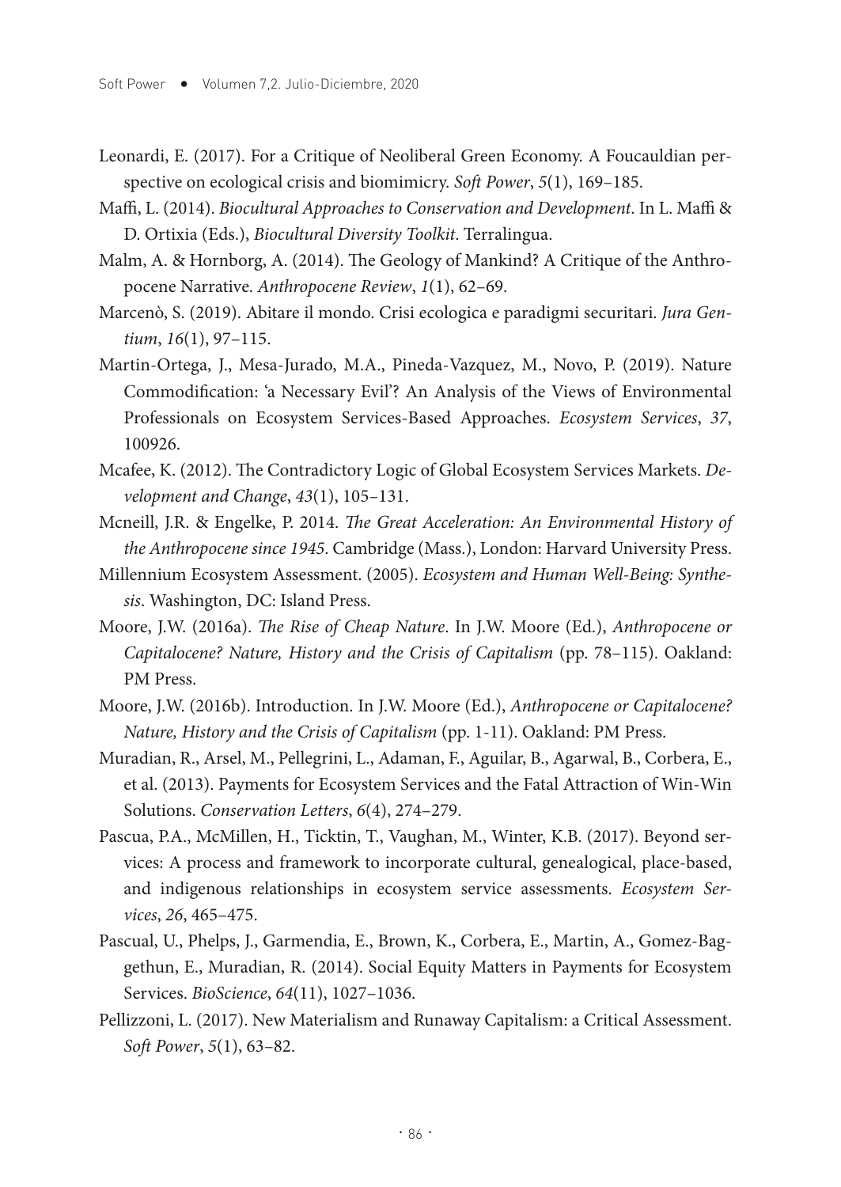Leonardi, E. (2017). For a Critique of Neoliberal Green Economy. A Foucauldian perspective on ecological crisis and biomimicry. *Soft Power*, *5*(1), 169–185.

Maffi, L. (2014). *Biocultural Approaches to Conservation and Development*. In L. Maffi & D. Ortixia (Eds.), *Biocultural Diversity Toolkit*. Terralingua.

Malm, A. & Hornborg, A. (2014). The Geology of Mankind? A Critique of the Anthropocene Narrative. *Anthropocene Review*, *1*(1), 62–69.

Marcenò, S. (2019). Abitare il mondo. Crisi ecologica e paradigmi securitari. *Jura Gentium*, *16*(1), 97–115.

Martin-Ortega, J., Mesa-Jurado, M.A., Pineda-Vazquez, M., Novo, P. (2019). Nature Commodification: 'a Necessary Evil'? An Analysis of the Views of Environmental Professionals on Ecosystem Services-Based Approaches. *Ecosystem Services*, *37*, 100926.

Mcafee, K. (2012). The Contradictory Logic of Global Ecosystem Services Markets. *Development and Change*, *43*(1), 105–131.

Mcneill, J.R. & Engelke, P. 2014. *The Great Acceleration: An Environmental History of the Anthropocene since 1945*. Cambridge (Mass.), London: Harvard University Press.

Millennium Ecosystem Assessment. (2005). *Ecosystem and Human Well-Being: Synthesis*. Washington, DC: Island Press.

Moore, J.W. (2016a). *The Rise of Cheap Nature*. In J.W. Moore (Ed.), *Anthropocene or Capitalocene? Nature, History and the Crisis of Capitalism* (pp. 78–115). Oakland: PM Press.

Moore, J.W. (2016b). Introduction. In J.W. Moore (Ed.), *Anthropocene or Capitalocene? Nature, History and the Crisis of Capitalism* (pp. 1-11). Oakland: PM Press.

Muradian, R., Arsel, M., Pellegrini, L., Adaman, F., Aguilar, B., Agarwal, B., Corbera, E., et al. (2013). Payments for Ecosystem Services and the Fatal Attraction of Win-Win Solutions. *Conservation Letters*, *6*(4), 274–279.

Pascua, P.A., McMillen, H., Ticktin, T., Vaughan, M., Winter, K.B. (2017). Beyond services: A process and framework to incorporate cultural, genealogical, place-based, and indigenous relationships in ecosystem service assessments. *Ecosystem Services*, *26*, 465–475.

Pascual, U., Phelps, J., Garmendia, E., Brown, K., Corbera, E., Martin, A., Gomez-Baggethun, E., Muradian, R. (2014). Social Equity Matters in Payments for Ecosystem Services. *BioScience*, *64*(11), 1027–1036.

Pellizzoni, L. (2017). New Materialism and Runaway Capitalism: a Critical Assessment. *Soft Power*, *5*(1), 63–82.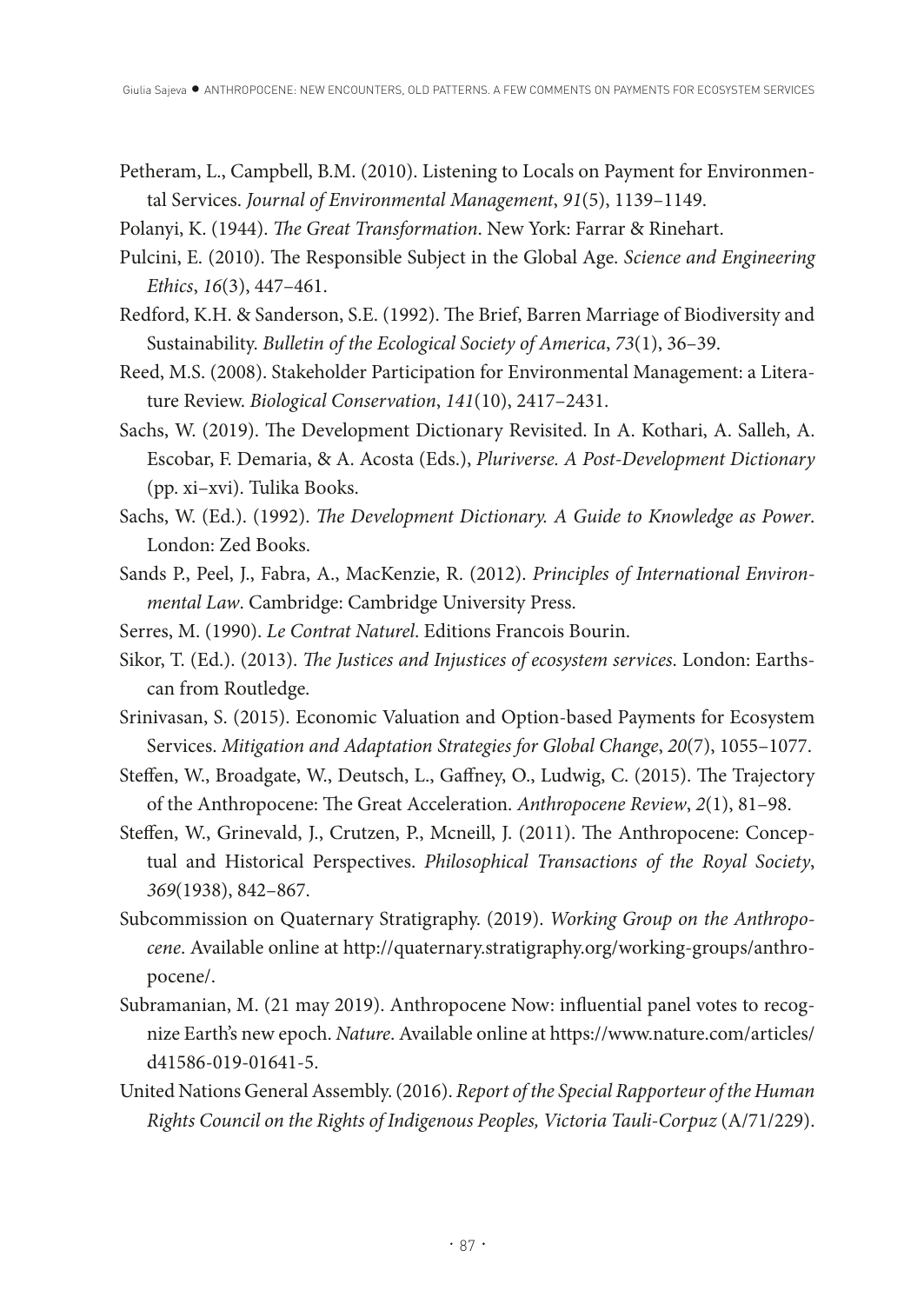Petheram, L., Campbell, B.M. (2010). Listening to Locals on Payment for Environmental Services. *Journal of Environmental Management*, *91*(5), 1139–1149.

Polanyi, K. (1944). *The Great Transformation*. New York: Farrar & Rinehart.

Pulcini, E. (2010). The Responsible Subject in the Global Age. *Science and Engineering Ethics*, *16*(3), 447–461.

Redford, K.H. & Sanderson, S.E. (1992). The Brief, Barren Marriage of Biodiversity and Sustainability. *Bulletin of the Ecological Society of America*, *73*(1), 36–39.

Reed, M.S. (2008). Stakeholder Participation for Environmental Management: a Literature Review. *Biological Conservation*, *141*(10), 2417–2431.

Sachs, W. (2019). The Development Dictionary Revisited. In A. Kothari, A. Salleh, A. Escobar, F. Demaria, & A. Acosta (Eds.), *Pluriverse. A Post-Development Dictionary* (pp. xi–xvi). Tulika Books.

Sachs, W. (Ed.). (1992). *The Development Dictionary. A Guide to Knowledge as Power*. London: Zed Books.

Sands P., Peel, J., Fabra, A., MacKenzie, R. (2012). *Principles of International Environmental Law*. Cambridge: Cambridge University Press.

Serres, M. (1990). *Le Contrat Naturel*. Editions Francois Bourin.

Sikor, T. (Ed.). (2013). *The Justices and Injustices of ecosystem services*. London: Earthscan from Routledge.

Srinivasan, S. (2015). Economic Valuation and Option-based Payments for Ecosystem Services. *Mitigation and Adaptation Strategies for Global Change*, *20*(7), 1055–1077.

Steffen, W., Broadgate, W., Deutsch, L., Gaffney, O., Ludwig, C. (2015). The Trajectory of the Anthropocene: The Great Acceleration. *Anthropocene Review*, *2*(1), 81–98.

Steffen, W., Grinevald, J., Crutzen, P., Mcneill, J. (2011). The Anthropocene: Conceptual and Historical Perspectives. *Philosophical Transactions of the Royal Society*, *369*(1938), 842–867.

Subcommission on Quaternary Stratigraphy. (2019). *Working Group on the Anthropocene*. Available online at http://quaternary.stratigraphy.org/working-groups/anthropocene/.

Subramanian, M. (21 may 2019). Anthropocene Now: influential panel votes to recognize Earth's new epoch. *Nature*. Available online at https://www.nature.com/articles/d41586-019-01641-5.

United Nations General Assembly. (2016). *Report of the Special Rapporteur of the Human Rights Council on the Rights of Indigenous Peoples, Victoria Tauli-Corpuz* (A/71/229).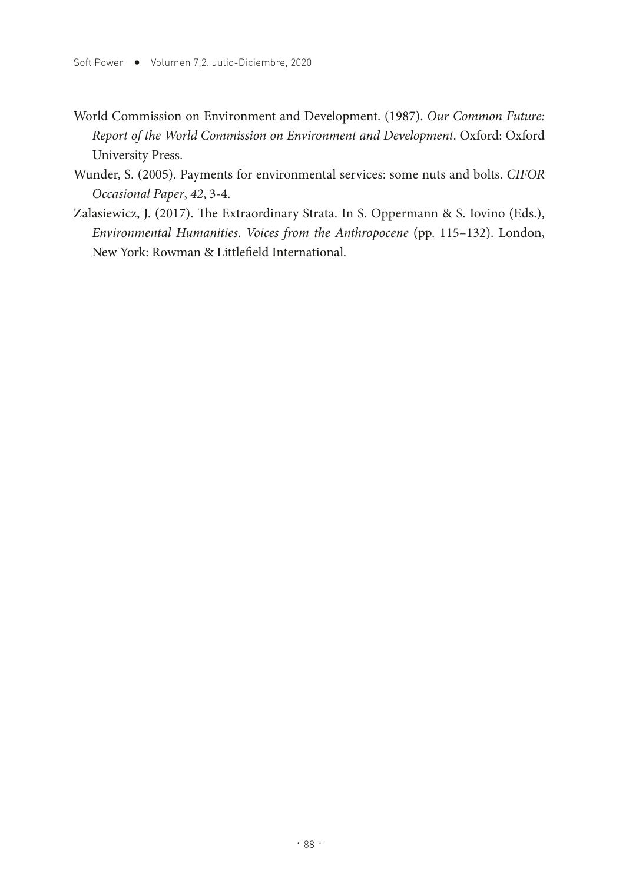World Commission on Environment and Development. (1987). *Our Common Future: Report of the World Commission on Environment and Development*. Oxford: Oxford University Press.

Wunder, S. (2005). Payments for environmental services: some nuts and bolts. *CIFOR Occasional Paper*, *42*, 3-4.

Zalasiewicz, J. (2017). The Extraordinary Strata. In S. Oppermann & S. Iovino (Eds.), *Environmental Humanities. Voices from the Anthropocene* (pp. 115–132). London, New York: Rowman & Littlefield International.